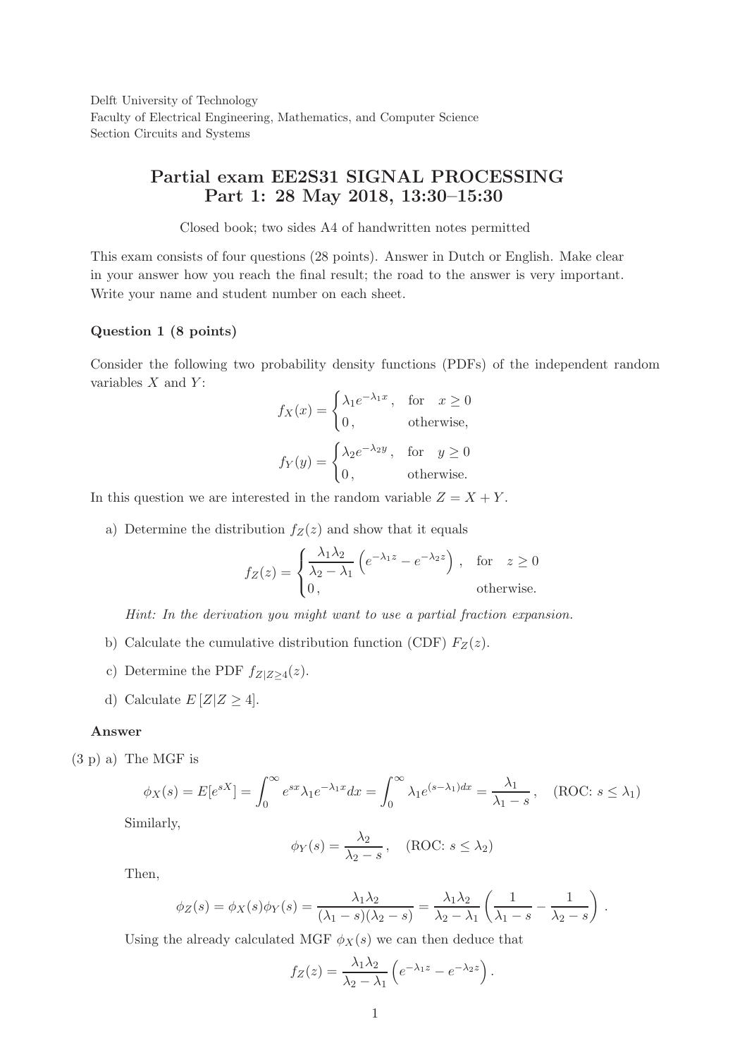Delft University of Technology
Faculty of Electrical Engineering, Mathematics, and Computer Science
Section Circuits and Systems

# Partial exam EE2S31 SIGNAL PROCESSING Part 1: 28 May 2018, 13:30–15:30

Closed book; two sides A4 of handwritten notes permitted

This exam consists of four questions (28 points). Answer in Dutch or English. Make clear in your answer how you reach the final result; the road to the answer is very important. Write your name and student number on each sheet.

### Question 1 (8 points)

Consider the following two probability density functions (PDFs) of the independent random variables $X$ and $Y$:

$$f_X(x) = \begin{cases} \lambda_1 e^{-\lambda_1 x}, & \text{for} \quad x \geq 0 \\ 0, & \text{otherwise,} \end{cases}$$

$$f_Y(y) = \begin{cases} \lambda_2 e^{-\lambda_2 y}, & \text{for} \quad y \geq 0 \\ 0, & \text{otherwise.} \end{cases}$$

In this question we are interested in the random variable $Z = X + Y$.

a) Determine the distribution $f_Z(z)$ and show that it equals

$$f_Z(z) = \begin{cases} \dfrac{\lambda_1 \lambda_2}{\lambda_2 - \lambda_1} \left( e^{-\lambda_1 z} - e^{-\lambda_2 z} \right), & \text{for} \quad z \geq 0 \\ 0, & \text{otherwise.} \end{cases}$$

*Hint: In the derivation you might want to use a partial fraction expansion.*

b) Calculate the cumulative distribution function (CDF) $F_Z(z)$.

c) Determine the PDF $f_{Z|Z\geq 4}(z)$.

d) Calculate $E[Z|Z \geq 4]$.

**Answer**

(3 p) a) The MGF is

$$\phi_X(s) = E[e^{sX}] = \int_0^\infty e^{sx} \lambda_1 e^{-\lambda_1 x} dx = \int_0^\infty \lambda_1 e^{(s-\lambda_1)dx} = \frac{\lambda_1}{\lambda_1 - s}, \quad \text{(ROC: } s \leq \lambda_1\text{)}$$

Similarly,

$$\phi_Y(s) = \frac{\lambda_2}{\lambda_2 - s}, \quad \text{(ROC: } s \leq \lambda_2\text{)}$$

Then,

$$\phi_Z(s) = \phi_X(s)\phi_Y(s) = \frac{\lambda_1 \lambda_2}{(\lambda_1 - s)(\lambda_2 - s)} = \frac{\lambda_1 \lambda_2}{\lambda_2 - \lambda_1} \left( \frac{1}{\lambda_1 - s} - \frac{1}{\lambda_2 - s} \right).$$

Using the already calculated MGF $\phi_X(s)$ we can then deduce that

$$f_Z(z) = \frac{\lambda_1 \lambda_2}{\lambda_2 - \lambda_1} \left( e^{-\lambda_1 z} - e^{-\lambda_2 z} \right).$$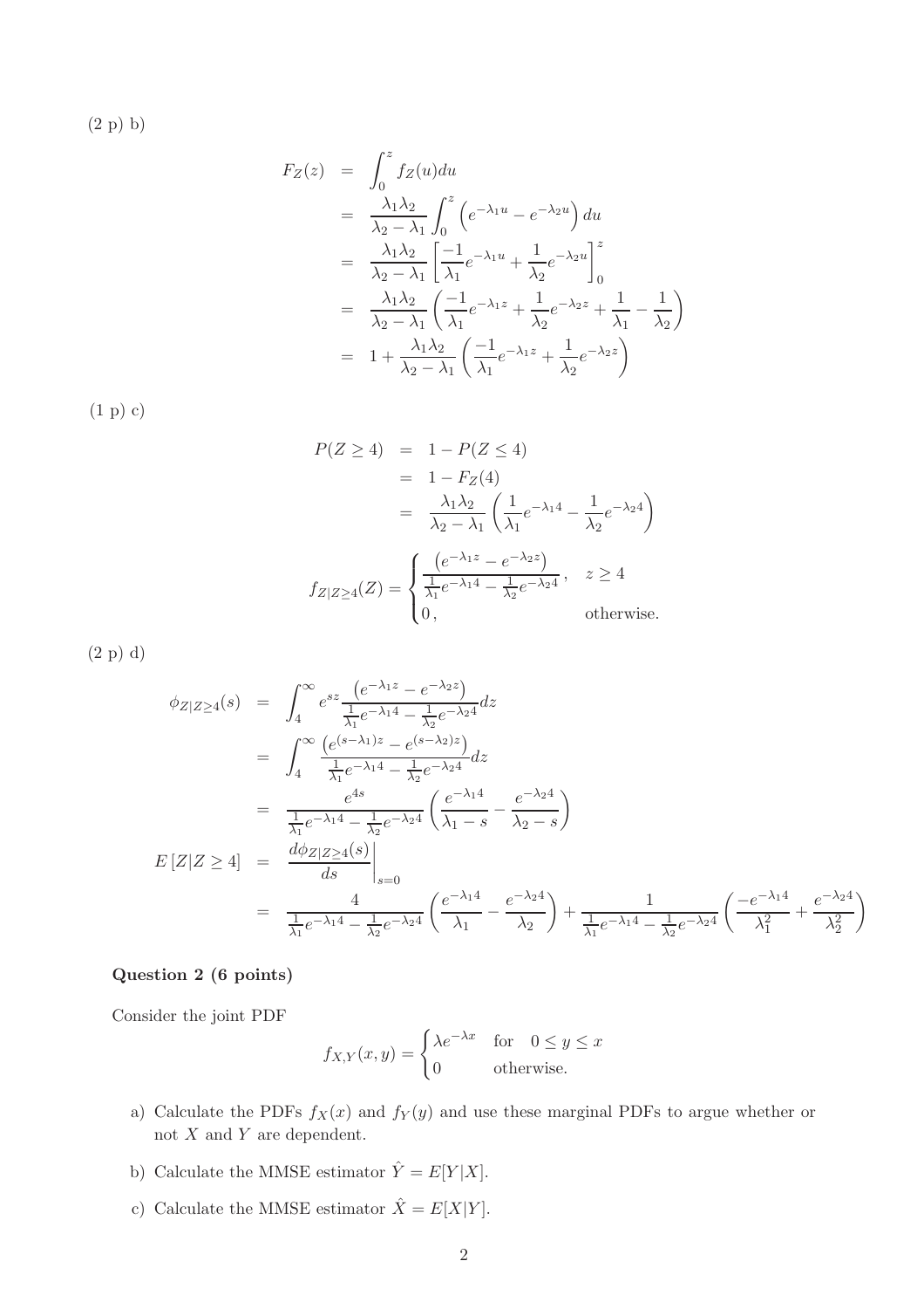(2 p) b)

$$
\begin{aligned}
F_Z(z) &= \int_0^z f_Z(u)du \\
&= \frac{\lambda_1\lambda_2}{\lambda_2-\lambda_1}\int_0^z \left(e^{-\lambda_1 u} - e^{-\lambda_2 u}\right)du \\
&= \frac{\lambda_1\lambda_2}{\lambda_2-\lambda_1}\left[\frac{-1}{\lambda_1}e^{-\lambda_1 u} + \frac{1}{\lambda_2}e^{-\lambda_2 u}\right]_0^z \\
&= \frac{\lambda_1\lambda_2}{\lambda_2-\lambda_1}\left(\frac{-1}{\lambda_1}e^{-\lambda_1 z} + \frac{1}{\lambda_2}e^{-\lambda_2 z} + \frac{1}{\lambda_1} - \frac{1}{\lambda_2}\right) \\
&= 1 + \frac{\lambda_1\lambda_2}{\lambda_2-\lambda_1}\left(\frac{-1}{\lambda_1}e^{-\lambda_1 z} + \frac{1}{\lambda_2}e^{-\lambda_2 z}\right)
\end{aligned}
$$

(1 p) c)

$$
\begin{aligned}
P(Z \geq 4) &= 1 - P(Z \leq 4) \\
&= 1 - F_Z(4) \\
&= \frac{\lambda_1\lambda_2}{\lambda_2-\lambda_1}\left(\frac{1}{\lambda_1}e^{-\lambda_1 4} - \frac{1}{\lambda_2}e^{-\lambda_2 4}\right)
\end{aligned}
$$

$$
f_{Z|Z\geq 4}(Z) = \begin{cases} \dfrac{\left(e^{-\lambda_1 z} - e^{-\lambda_2 z}\right)}{\frac{1}{\lambda_1}e^{-\lambda_1 4} - \frac{1}{\lambda_2}e^{-\lambda_2 4}}, & z \geq 4 \\ 0, & \text{otherwise.} \end{cases}
$$

(2 p) d)

$$
\begin{aligned}
\phi_{Z|Z\geq 4}(s) &= \int_4^\infty e^{sz}\frac{\left(e^{-\lambda_1 z} - e^{-\lambda_2 z}\right)}{\frac{1}{\lambda_1}e^{-\lambda_1 4} - \frac{1}{\lambda_2}e^{-\lambda_2 4}}dz \\
&= \int_4^\infty \frac{\left(e^{(s-\lambda_1) z} - e^{(s-\lambda_2) z}\right)}{\frac{1}{\lambda_1}e^{-\lambda_1 4} - \frac{1}{\lambda_2}e^{-\lambda_2 4}}dz \\
&= \frac{e^{4s}}{\frac{1}{\lambda_1}e^{-\lambda_1 4} - \frac{1}{\lambda_2}e^{-\lambda_2 4}}\left(\frac{e^{-\lambda_1 4}}{\lambda_1 - s} - \frac{e^{-\lambda_2 4}}{\lambda_2 - s}\right) \\
E\left[Z|Z\geq 4\right] &= \left.\frac{d\phi_{Z|Z\geq 4}(s)}{ds}\right|_{s=0} \\
&= \frac{4}{\frac{1}{\lambda_1}e^{-\lambda_1 4} - \frac{1}{\lambda_2}e^{-\lambda_2 4}}\left(\frac{e^{-\lambda_1 4}}{\lambda_1} - \frac{e^{-\lambda_2 4}}{\lambda_2}\right) + \frac{1}{\frac{1}{\lambda_1}e^{-\lambda_1 4} - \frac{1}{\lambda_2}e^{-\lambda_2 4}}\left(\frac{-e^{-\lambda_1 4}}{\lambda_1^2} + \frac{e^{-\lambda_2 4}}{\lambda_2^2}\right)
\end{aligned}
$$

## Question 2 (6 points)

Consider the joint PDF

$$
f_{X,Y}(x,y) = \begin{cases} \lambda e^{-\lambda x} & \text{for} \quad 0 \leq y \leq x \\ 0 & \text{otherwise.} \end{cases}
$$

a) Calculate the PDFs $f_X(x)$ and $f_Y(y)$ and use these marginal PDFs to argue whether or not $X$ and $Y$ are dependent.

b) Calculate the MMSE estimator $\hat{Y} = E[Y|X]$.

c) Calculate the MMSE estimator $\hat{X} = E[X|Y]$.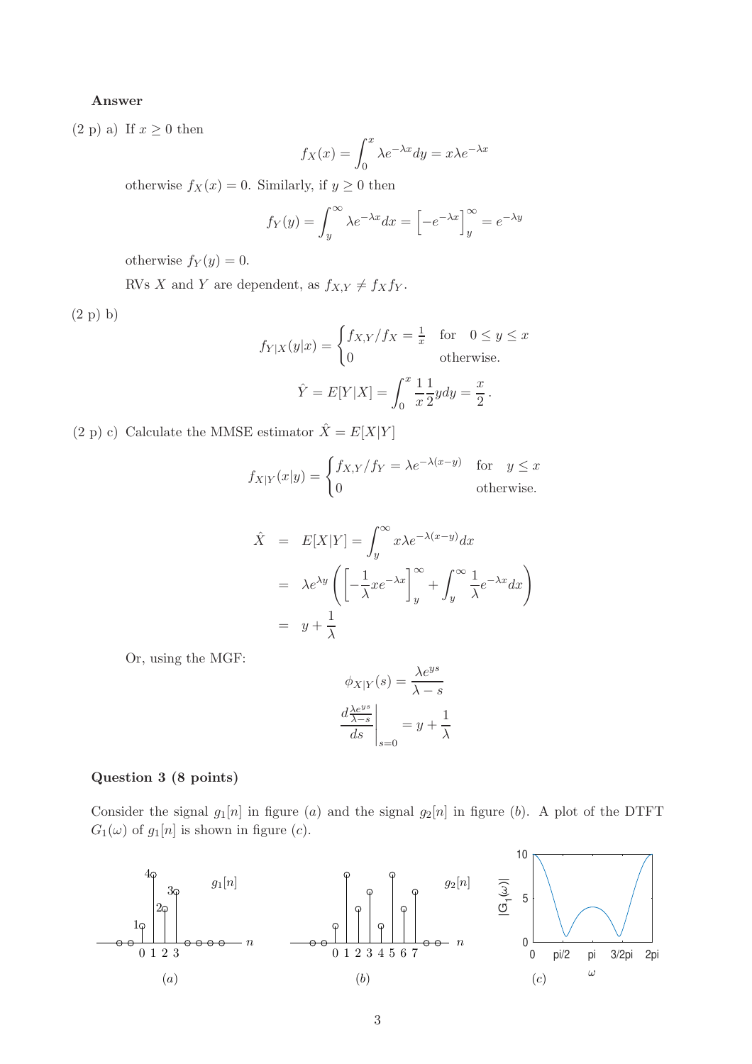**Answer**

(2 p) a) If $x \geq 0$ then

$$f_X(x) = \int_0^x \lambda e^{-\lambda x} dy = x\lambda e^{-\lambda x}$$

otherwise $f_X(x) = 0$. Similarly, if $y \geq 0$ then

$$f_Y(y) = \int_y^\infty \lambda e^{-\lambda x} dx = \left[-e^{-\lambda x}\right]_y^\infty = e^{-\lambda y}$$

otherwise $f_Y(y) = 0$.

RVs $X$ and $Y$ are dependent, as $f_{X,Y} \neq f_X f_Y$.

(2 p) b)

$$f_{Y|X}(y|x) = \begin{cases} f_{X,Y}/f_X = \frac{1}{x} & \text{for} \quad 0 \leq y \leq x \\ 0 & \text{otherwise.} \end{cases}$$

$$\hat{Y} = E[Y|X] = \int_0^x \frac{1}{x}\frac{1}{2} y dy = \frac{x}{2}.$$

(2 p) c) Calculate the MMSE estimator $\hat{X} = E[X|Y]$

$$f_{X|Y}(x|y) = \begin{cases} f_{X,Y}/f_Y = \lambda e^{-\lambda(x-y)} & \text{for} \quad y \leq x \\ 0 & \text{otherwise.} \end{cases}$$

$$\begin{aligned} \hat{X} &= E[X|Y] = \int_y^\infty x\lambda e^{-\lambda(x-y)} dx \\ &= \lambda e^{\lambda y}\left(\left[-\frac{1}{\lambda} x e^{-\lambda x}\right]_y^\infty + \int_y^\infty \frac{1}{\lambda} e^{-\lambda x} dx\right) \\ &= y + \frac{1}{\lambda} \end{aligned}$$

Or, using the MGF:

$$\phi_{X|Y}(s) = \frac{\lambda e^{ys}}{\lambda - s}$$

$$\left.\frac{d\frac{\lambda e^{ys}}{\lambda - s}}{ds}\right|_{s=0} = y + \frac{1}{\lambda}$$

**Question 3 (8 points)**

Consider the signal $g_1[n]$ in figure $(a)$ and the signal $g_2[n]$ in figure $(b)$. A plot of the DTFT $G_1(\omega)$ of $g_1[n]$ is shown in figure $(c)$.

$(a)$ $(b)$ $(c)$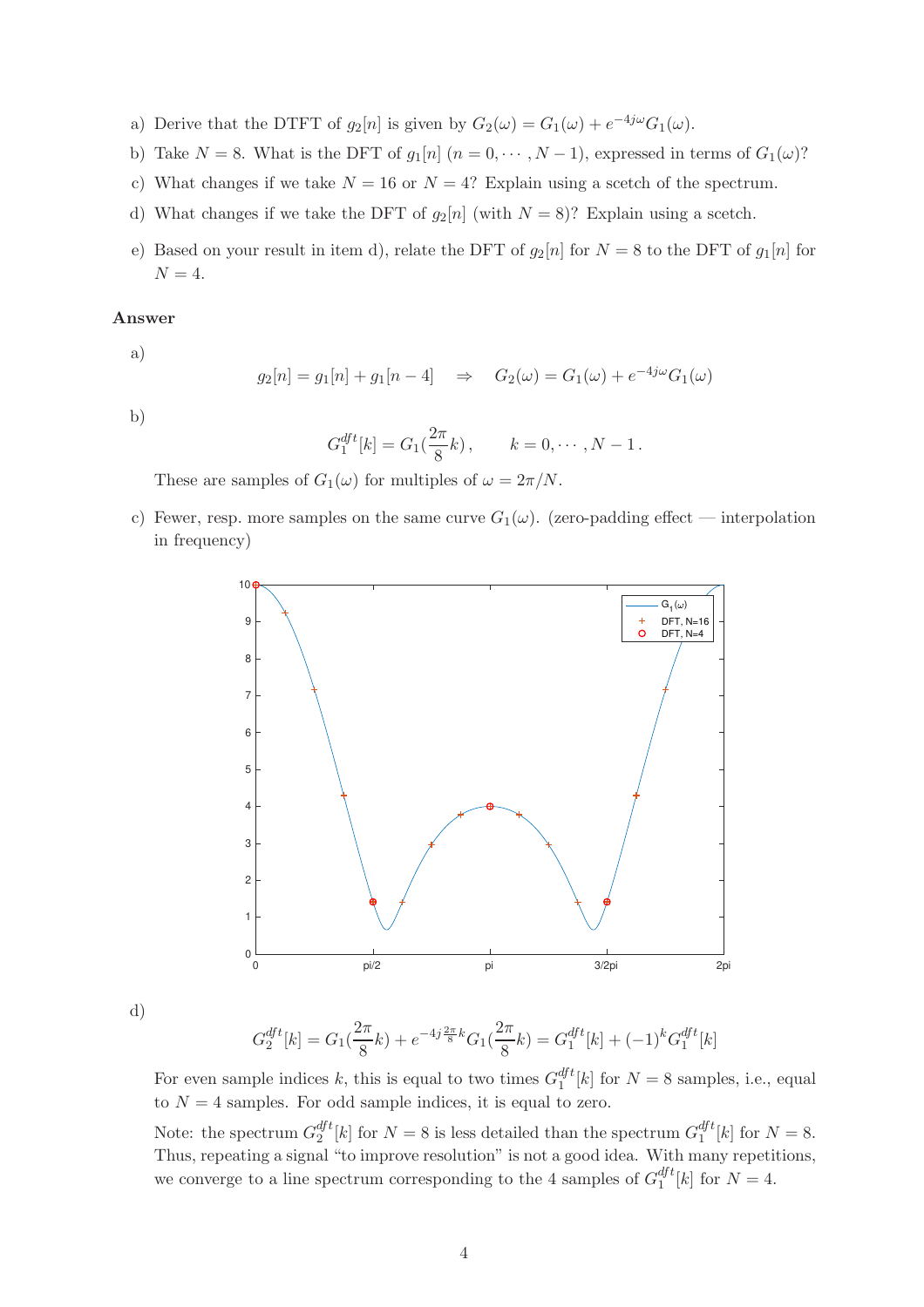a) Derive that the DTFT of $g_2[n]$ is given by $G_2(\omega) = G_1(\omega) + e^{-4j\omega} G_1(\omega)$.

b) Take $N = 8$. What is the DFT of $g_1[n]$ ($n = 0, \cdots, N-1$), expressed in terms of $G_1(\omega)$?

c) What changes if we take $N = 16$ or $N = 4$? Explain using a scetch of the spectrum.

d) What changes if we take the DFT of $g_2[n]$ (with $N = 8$)? Explain using a scetch.

e) Based on your result in item d), relate the DFT of $g_2[n]$ for $N = 8$ to the DFT of $g_1[n]$ for $N = 4$.

### Answer

a)

$$g_2[n] = g_1[n] + g_1[n-4] \quad \Rightarrow \quad G_2(\omega) = G_1(\omega) + e^{-4j\omega} G_1(\omega)$$

b)

$$G_1^{dft}[k] = G_1(\frac{2\pi}{8}k), \qquad k = 0, \cdots, N-1.$$

These are samples of $G_1(\omega)$ for multiples of $\omega = 2\pi/N$.

c) Fewer, resp. more samples on the same curve $G_1(\omega)$. (zero-padding effect — interpolation in frequency)

d)

$$G_2^{dft}[k] = G_1(\frac{2\pi}{8}k) + e^{-4j\frac{2\pi}{8}k} G_1(\frac{2\pi}{8}k) = G_1^{dft}[k] + (-1)^k G_1^{dft}[k]$$

For even sample indices $k$, this is equal to two times $G_1^{dft}[k]$ for $N = 8$ samples, i.e., equal to $N = 4$ samples. For odd sample indices, it is equal to zero.

Note: the spectrum $G_2^{dft}[k]$ for $N = 8$ is less detailed than the spectrum $G_1^{dft}[k]$ for $N = 8$. Thus, repeating a signal "to improve resolution" is not a good idea. With many repetitions, we converge to a line spectrum corresponding to the 4 samples of $G_1^{dft}[k]$ for $N = 4$.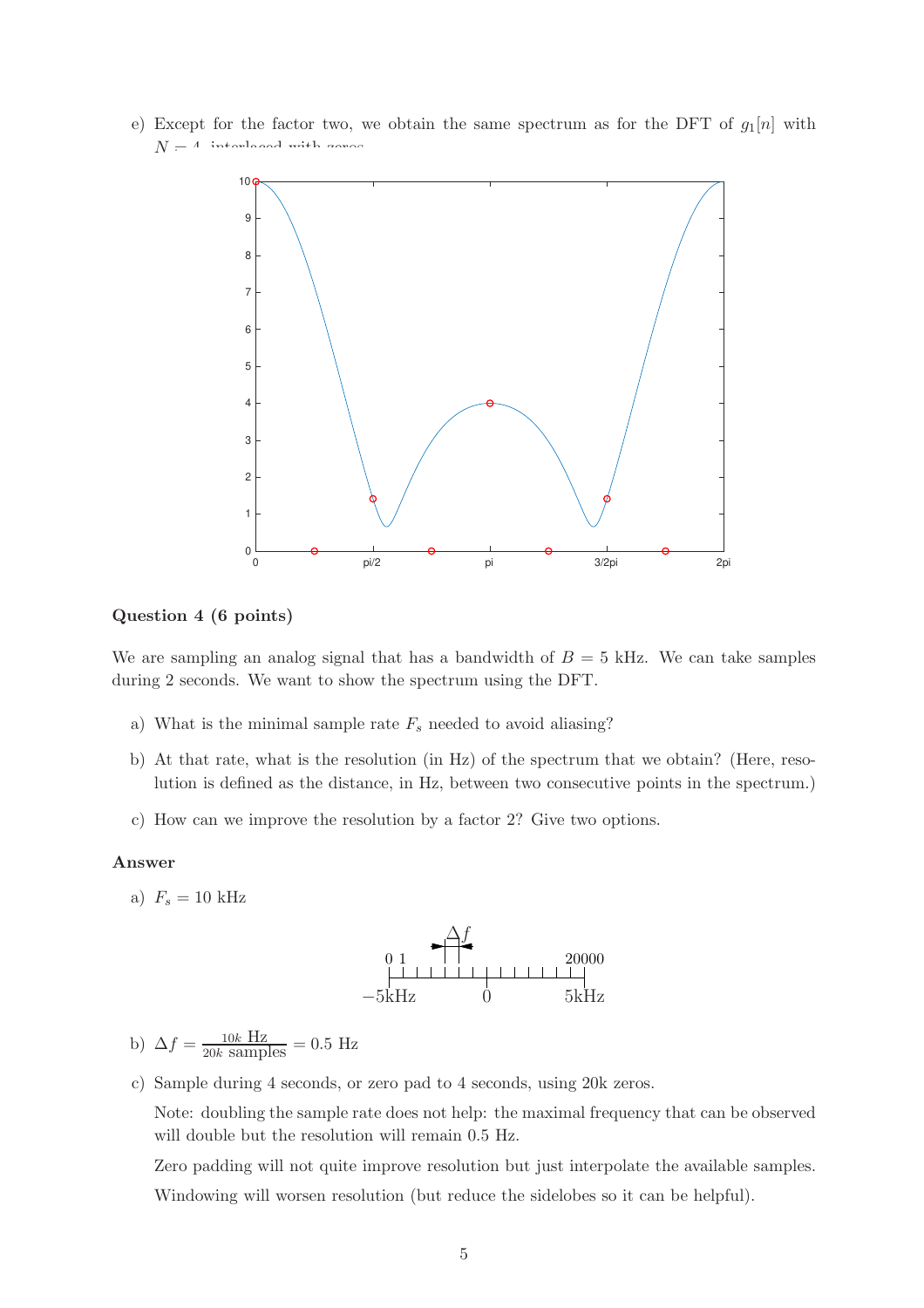e) Except for the factor two, we obtain the same spectrum as for the DFT of $g_1[n]$ with $N = 4$, interlaced with zeros.

10
9
8
7
6
5
4
3
2
1
0

0 pi/2 pi 3/2pi 2pi

### Question 4 (6 points)

We are sampling an analog signal that has a bandwidth of $B = 5$ kHz. We can take samples during 2 seconds. We want to show the spectrum using the DFT.

a) What is the minimal sample rate $F_s$ needed to avoid aliasing?

b) At that rate, what is the resolution (in Hz) of the spectrum that we obtain? (Here, resolution is defined as the distance, in Hz, between two consecutive points in the spectrum.)

c) How can we improve the resolution by a factor 2? Give two options.

### Answer

a) $F_s = 10$ kHz

$\Delta f$

0 1 20000

$-5$kHz 0 5kHz

b) $\Delta f = \frac{10k \text{ Hz}}{20k \text{ samples}} = 0.5$ Hz

c) Sample during 4 seconds, or zero pad to 4 seconds, using 20k zeros.

Note: doubling the sample rate does not help: the maximal frequency that can be observed will double but the resolution will remain 0.5 Hz.

Zero padding will not quite improve resolution but just interpolate the available samples.

Windowing will worsen resolution (but reduce the sidelobes so it can be helpful).